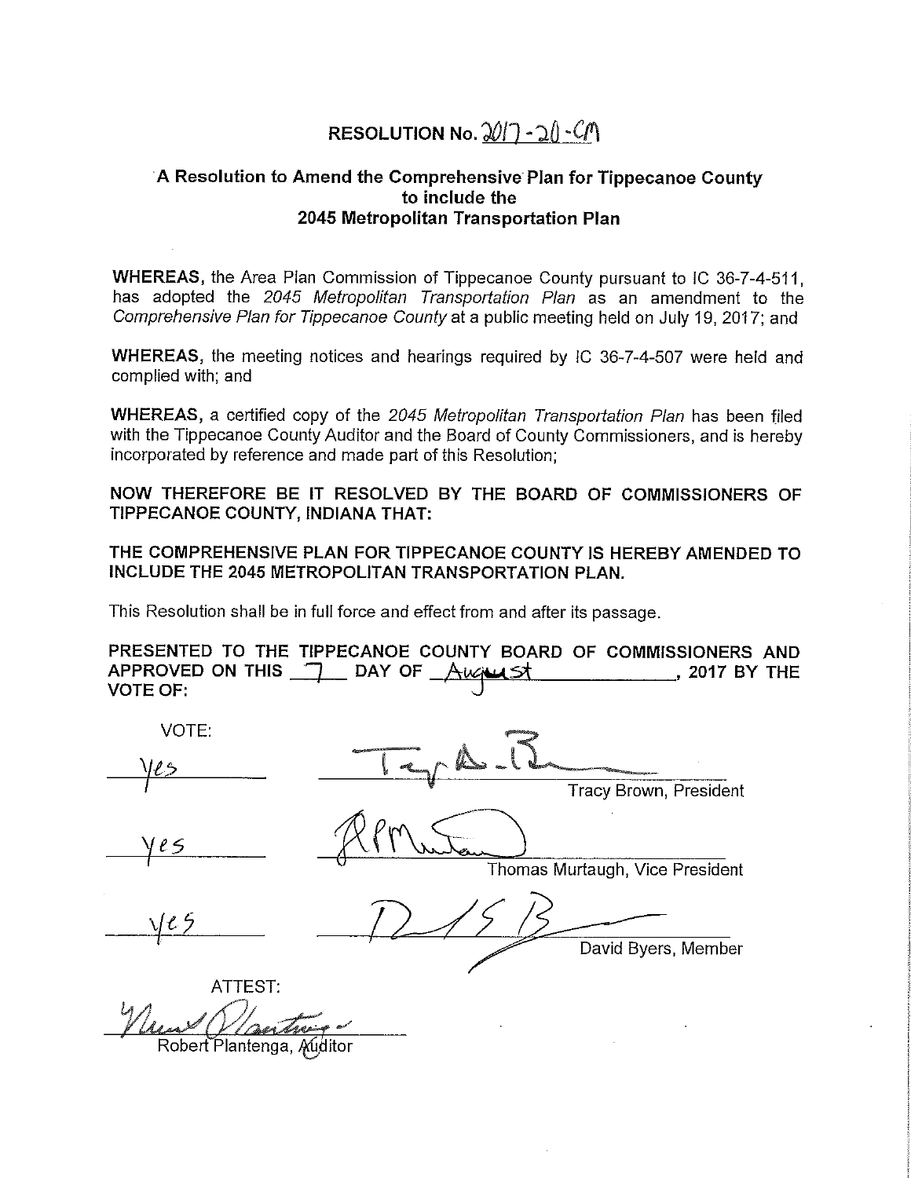# RESOLUTION No. 2017-20-CM

## A Resolution to Amend the Comprehensive Plan for Tippecanoe County to include the 2045 Metropolitan Transportation Plan

**WHEREAS,** the Area Plan Commission of Tippecanoe County pursuant to IC 36-7-4-511, has adopted the *2045 Metropolitan Transportation Plan* as an amendment to the *Comprehensive Plan for Tippecanoe County* at a public meeting held on July 19, 2017; and

**WHEREAS,** the meeting notices and hearings required by IC 36-7-4-507 were held and complied with; and

**WHEREAS,** a certified copy of the *2045 Metropolitan Transportation Plan* has been filed with the Tippecanoe County Auditor and the Board of County Commissioners, and is hereby incorporated by reference and made part of this Resolution;

**NOW THEREFORE BE IT RESOLVED BY THE BOARD OF COMMISSIONERS OF TIPPECANOE COUNTY, INDIANA THAT:**

**THE COMPREHENSIVE PLAN FOR TIPPECANOE COUNTY IS HEREBY AMENDED TO INCLUDE THE 2045 METROPOLITAN TRANSPORTATION PLAN.**

This Resolution shall be in full force and effect from and after its passage.

**PRESENTED TO THE TIPPECANOE COUNTY BOARD OF COMMISSIONERS AND APPROVED ON THIS 7 DAY OF August, 2017 BY THE VOTE OF:**

VOTE:

yes ______________________ Tracy Brown, President

yes ______________________ Thomas Murtaugh, Vice President

yes ______________________ David Byers, Member

ATTEST:

______________________
Robert Plantenga, Auditor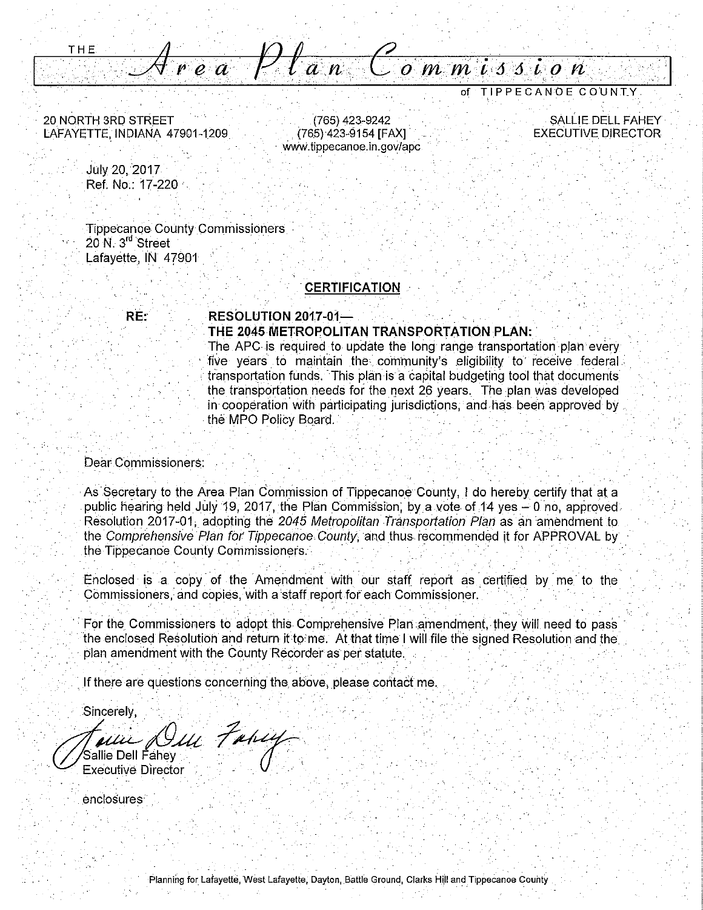# THE *Area Plan Commission* of TIPPECANOE COUNTY

20 NORTH 3RD STREET
LAFAYETTE, INDIANA 47901-1209

(765) 423-9242
(765) 423-9154 [FAX]
www.tippecanoe.in.gov/apc

SALLIE DELL FAHEY
EXECUTIVE DIRECTOR

July 20, 2017
Ref. No.: 17-220

Tippecanoe County Commissioners
20 N. 3rd Street
Lafayette, IN 47901

## CERTIFICATION

**RE: RESOLUTION 2017-01—**
**THE 2045 METROPOLITAN TRANSPORTATION PLAN:**
The APC is required to update the long range transportation plan every five years to maintain the community's eligibility to receive federal transportation funds. This plan is a capital budgeting tool that documents the transportation needs for the next 26 years. The plan was developed in cooperation with participating jurisdictions, and has been approved by the MPO Policy Board.

Dear Commissioners:

As Secretary to the Area Plan Commission of Tippecanoe County, I do hereby certify that at a public hearing held July 19, 2017, the Plan Commission, by a vote of 14 yes – 0 no, approved Resolution 2017-01, adopting the *2045 Metropolitan Transportation Plan* as an amendment to the *Comprehensive Plan for Tippecanoe County*, and thus recommended it for APPROVAL by the Tippecanoe County Commissioners.

Enclosed is a copy of the Amendment with our staff report as certified by me to the Commissioners, and copies, with a staff report for each Commissioner.

For the Commissioners to adopt this Comprehensive Plan amendment, they will need to pass the enclosed Resolution and return it to me. At that time I will file the signed Resolution and the plan amendment with the County Recorder as per statute.

If there are questions concerning the above, please contact me.

Sincerely,

Sallie Dell Fahey
Executive Director

enclosures

Planning for Lafayette, West Lafayette, Dayton, Battle Ground, Clarks Hill and Tippecanoe County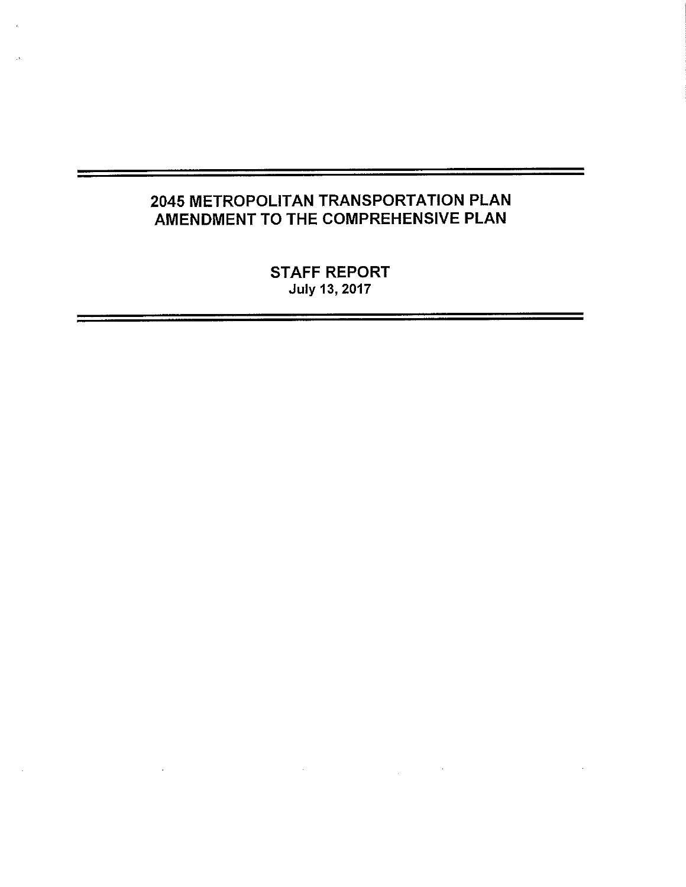# 2045 METROPOLITAN TRANSPORTATION PLAN AMENDMENT TO THE COMPREHENSIVE PLAN

## STAFF REPORT

July 13, 2017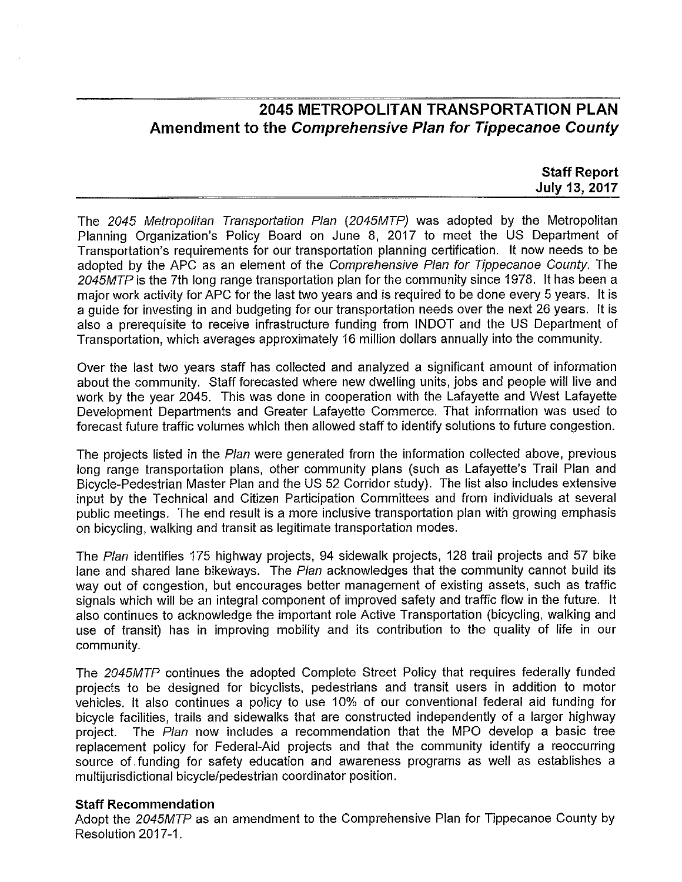# 2045 METROPOLITAN TRANSPORTATION PLAN
## Amendment to the *Comprehensive Plan for Tippecanoe County*

**Staff Report**
**July 13, 2017**

The *2045 Metropolitan Transportation Plan (2045MTP)* was adopted by the Metropolitan Planning Organization's Policy Board on June 8, 2017 to meet the US Department of Transportation's requirements for our transportation planning certification. It now needs to be adopted by the APC as an element of the *Comprehensive Plan for Tippecanoe County*. The *2045MTP* is the 7th long range transportation plan for the community since 1978. It has been a major work activity for APC for the last two years and is required to be done every 5 years. It is a guide for investing in and budgeting for our transportation needs over the next 26 years. It is also a prerequisite to receive infrastructure funding from INDOT and the US Department of Transportation, which averages approximately 16 million dollars annually into the community.

Over the last two years staff has collected and analyzed a significant amount of information about the community. Staff forecasted where new dwelling units, jobs and people will live and work by the year 2045. This was done in cooperation with the Lafayette and West Lafayette Development Departments and Greater Lafayette Commerce. That information was used to forecast future traffic volumes which then allowed staff to identify solutions to future congestion.

The projects listed in the *Plan* were generated from the information collected above, previous long range transportation plans, other community plans (such as Lafayette's Trail Plan and Bicycle-Pedestrian Master Plan and the US 52 Corridor study). The list also includes extensive input by the Technical and Citizen Participation Committees and from individuals at several public meetings. The end result is a more inclusive transportation plan with growing emphasis on bicycling, walking and transit as legitimate transportation modes.

The *Plan* identifies 175 highway projects, 94 sidewalk projects, 128 trail projects and 57 bike lane and shared lane bikeways. The *Plan* acknowledges that the community cannot build its way out of congestion, but encourages better management of existing assets, such as traffic signals which will be an integral component of improved safety and traffic flow in the future. It also continues to acknowledge the important role Active Transportation (bicycling, walking and use of transit) has in improving mobility and its contribution to the quality of life in our community.

The *2045MTP* continues the adopted Complete Street Policy that requires federally funded projects to be designed for bicyclists, pedestrians and transit users in addition to motor vehicles. It also continues a policy to use 10% of our conventional federal aid funding for bicycle facilities, trails and sidewalks that are constructed independently of a larger highway project. The *Plan* now includes a recommendation that the MPO develop a basic tree replacement policy for Federal-Aid projects and that the community identify a reoccurring source of funding for safety education and awareness programs as well as establishes a multijurisdictional bicycle/pedestrian coordinator position.

**Staff Recommendation**

Adopt the *2045MTP* as an amendment to the Comprehensive Plan for Tippecanoe County by Resolution 2017-1.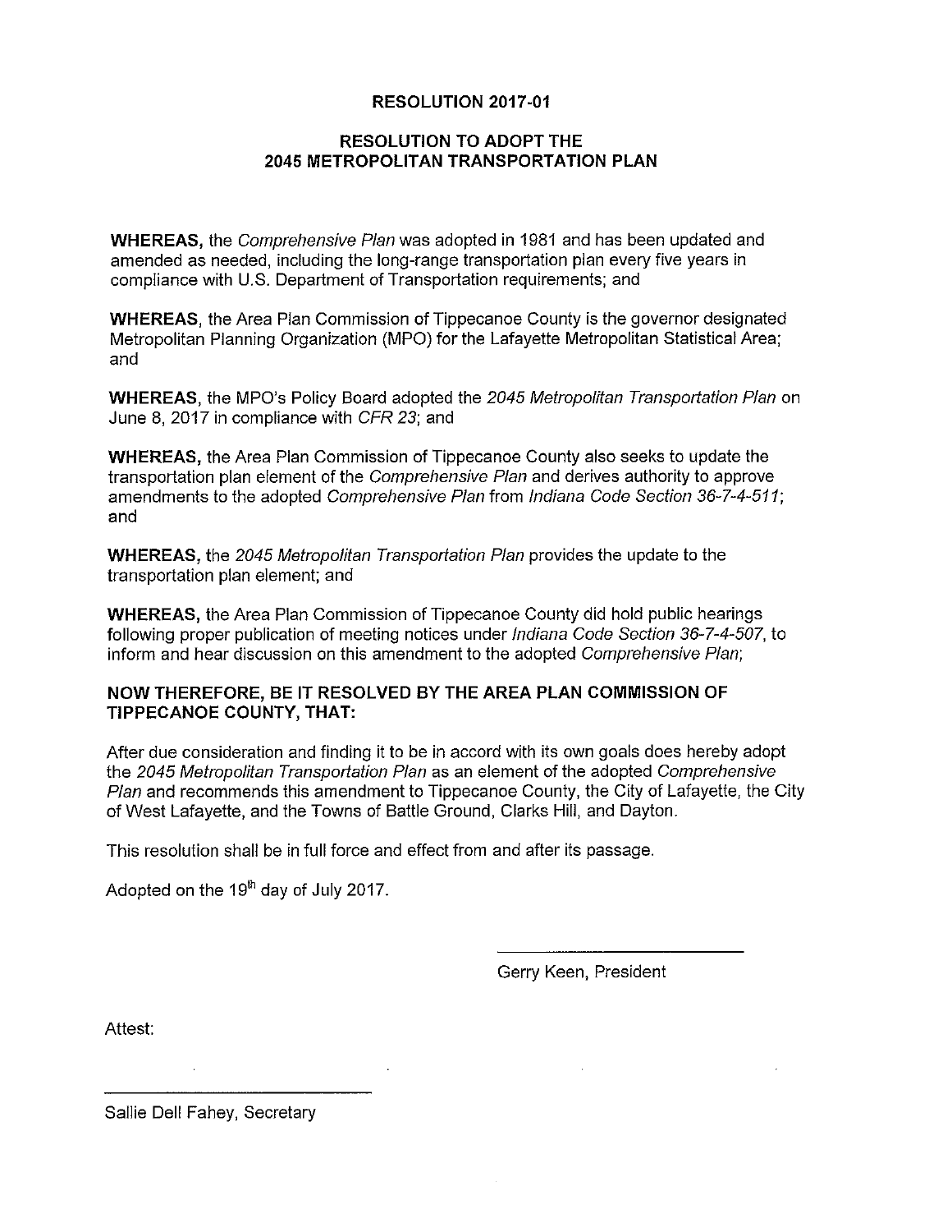# RESOLUTION 2017-01

## RESOLUTION TO ADOPT THE 2045 METROPOLITAN TRANSPORTATION PLAN

**WHEREAS,** the *Comprehensive Plan* was adopted in 1981 and has been updated and amended as needed, including the long-range transportation plan every five years in compliance with U.S. Department of Transportation requirements; and

**WHEREAS,** the Area Plan Commission of Tippecanoe County is the governor designated Metropolitan Planning Organization (MPO) for the Lafayette Metropolitan Statistical Area; and

**WHEREAS,** the MPO's Policy Board adopted the *2045 Metropolitan Transportation Plan* on June 8, 2017 in compliance with *CFR 23*; and

**WHEREAS,** the Area Plan Commission of Tippecanoe County also seeks to update the transportation plan element of the *Comprehensive Plan* and derives authority to approve amendments to the adopted *Comprehensive Plan* from *Indiana Code Section 36-7-4-511*; and

**WHEREAS,** the *2045 Metropolitan Transportation Plan* provides the update to the transportation plan element; and

**WHEREAS,** the Area Plan Commission of Tippecanoe County did hold public hearings following proper publication of meeting notices under *Indiana Code Section 36-7-4-507*, to inform and hear discussion on this amendment to the adopted *Comprehensive Plan*;

**NOW THEREFORE, BE IT RESOLVED BY THE AREA PLAN COMMISSION OF TIPPECANOE COUNTY, THAT:**

After due consideration and finding it to be in accord with its own goals does hereby adopt the *2045 Metropolitan Transportation Plan* as an element of the adopted *Comprehensive Plan* and recommends this amendment to Tippecanoe County, the City of Lafayette, the City of West Lafayette, and the Towns of Battle Ground, Clarks Hill, and Dayton.

This resolution shall be in full force and effect from and after its passage.

Adopted on the 19th day of July 2017.

Gerry Keen, President

Attest:

Sallie Dell Fahey, Secretary